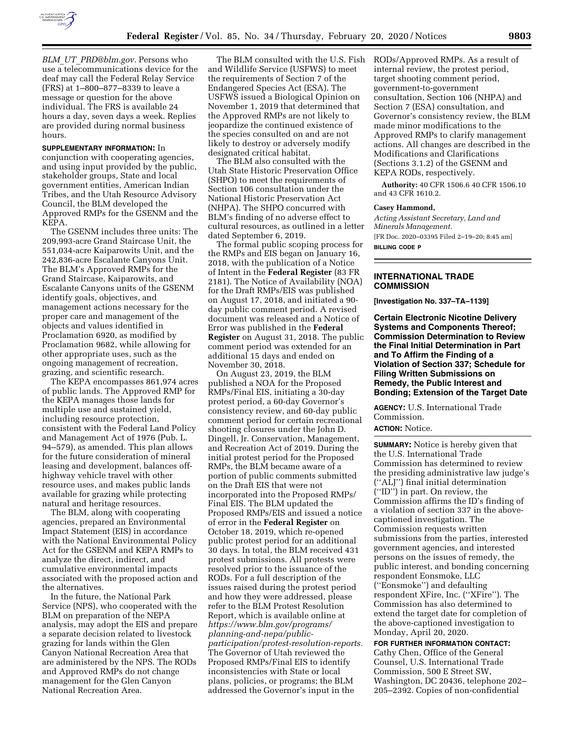*BLM_UT_PRD@blm.gov.* Persons who use a telecommunications device for the deaf may call the Federal Relay Service (FRS) at 1–800–877–8339 to leave a message or question for the above individual. The FRS is available 24 hours a day, seven days a week. Replies are provided during normal business hours.

**SUPPLEMENTARY INFORMATION:** In conjunction with cooperating agencies, and using input provided by the public, stakeholder groups, State and local government entities, American Indian Tribes, and the Utah Resource Advisory Council, the BLM developed the Approved RMPs for the GSENM and the KEPA.

The GSENM includes three units: The 209,993-acre Grand Staircase Unit, the 551,034-acre Kaiparowits Unit, and the 242,836-acre Escalante Canyons Unit. The BLM's Approved RMPs for the Grand Staircase, Kaiparowits, and Escalante Canyons units of the GSENM identify goals, objectives, and management actions necessary for the proper care and management of the objects and values identified in Proclamation 6920, as modified by Proclamation 9682, while allowing for other appropriate uses, such as the ongoing management of recreation, grazing, and scientific research.

The KEPA encompasses 861,974 acres of public lands. The Approved RMP for the KEPA manages those lands for multiple use and sustained yield, including resource protection, consistent with the Federal Land Policy and Management Act of 1976 (Pub. L. 94–579), as amended. This plan allows for the future consideration of mineral leasing and development, balances off-highway vehicle travel with other resource uses, and makes public lands available for grazing while protecting natural and heritage resources.

The BLM, along with cooperating agencies, prepared an Environmental Impact Statement (EIS) in accordance with the National Environmental Policy Act for the GSENM and KEPA RMPs to analyze the direct, indirect, and cumulative environmental impacts associated with the proposed action and the alternatives.

In the future, the National Park Service (NPS), who cooperated with the BLM on preparation of the NEPA analysis, may adopt the EIS and prepare a separate decision related to livestock grazing for lands within the Glen Canyon National Recreation Area that are administered by the NPS. The RODs and Approved RMPs do not change management for the Glen Canyon National Recreation Area.

The BLM consulted with the U.S. Fish and Wildlife Service (USFWS) to meet the requirements of Section 7 of the Endangered Species Act (ESA). The USFWS issued a Biological Opinion on November 1, 2019 that determined that the Approved RMPs are not likely to jeopardize the continued existence of the species consulted on and are not likely to destroy or adversely modify designated critical habitat.

The BLM also consulted with the Utah State Historic Preservation Office (SHPO) to meet the requirements of Section 106 consultation under the National Historic Preservation Act (NHPA). The SHPO concurred with BLM's finding of no adverse effect to cultural resources, as outlined in a letter dated September 6, 2019.

The formal public scoping process for the RMPs and EIS began on January 16, 2018, with the publication of a Notice of Intent in the **Federal Register** (83 FR 2181). The Notice of Availability (NOA) for the Draft RMPs/EIS was published on August 17, 2018, and initiated a 90-day public comment period. A revised document was released and a Notice of Error was published in the **Federal Register** on August 31, 2018. The public comment period was extended for an additional 15 days and ended on November 30, 2018.

On August 23, 2019, the BLM published a NOA for the Proposed RMPs/Final EIS, initiating a 30-day protest period, a 60-day Governor's consistency review, and 60-day public comment period for certain recreational shooting closures under the John D. Dingell, Jr. Conservation, Management, and Recreation Act of 2019. During the initial protest period for the Proposed RMPs, the BLM became aware of a portion of public comments submitted on the Draft EIS that were not incorporated into the Proposed RMPs/Final EIS. The BLM updated the Proposed RMPs/EIS and issued a notice of error in the **Federal Register** on October 18, 2019, which re-opened public protest period for an additional 30 days. In total, the BLM received 431 protest submissions. All protests were resolved prior to the issuance of the RODs. For a full description of the issues raised during the protest period and how they were addressed, please refer to the BLM Protest Resolution Report, which is available online at *https://www.blm.gov/programs/planning-and-nepa/public-participation/protest-resolution-reports.* The Governor of Utah reviewed the Proposed RMPs/Final EIS to identify inconsistencies with State or local plans, policies, or programs; the BLM addressed the Governor's input in the RODs/Approved RMPs. As a result of internal review, the protest period, target shooting comment period, government-to-government consultation, Section 106 (NHPA) and Section 7 (ESA) consultation, and Governor's consistency review, the BLM made minor modifications to the Approved RMPs to clarify management actions. All changes are described in the Modifications and Clarifications (Sections 3.1.2) of the GSENM and KEPA RODs, respectively.

**Authority:** 40 CFR 1506.6 40 CFR 1506.10 and 43 CFR 1610.2.

**Casey Hammond,**

*Acting Assistant Secretary, Land and Minerals Management.*

[FR Doc. 2020–03395 Filed 2–19–20; 8:45 am]

**BILLING CODE P**

## INTERNATIONAL TRADE COMMISSION

**[Investigation No. 337–TA–1139]**

### Certain Electronic Nicotine Delivery Systems and Components Thereof; Commission Determination to Review the Final Initial Determination in Part and To Affirm the Finding of a Violation of Section 337; Schedule for Filing Written Submissions on Remedy, the Public Interest and Bonding; Extension of the Target Date

**AGENCY:** U.S. International Trade Commission.

**ACTION:** Notice.

**SUMMARY:** Notice is hereby given that the U.S. International Trade Commission has determined to review the presiding administrative law judge's (''ALJ'') final initial determination (''ID'') in part. On review, the Commission affirms the ID's finding of a violation of section 337 in the above-captioned investigation. The Commission requests written submissions from the parties, interested government agencies, and interested persons on the issues of remedy, the public interest, and bonding concerning respondent Eonsmoke, LLC (''Eonsmoke'') and defaulting respondent XFire, Inc. (''XFire''). The Commission has also determined to extend the target date for completion of the above-captioned investigation to Monday, April 20, 2020.

**FOR FURTHER INFORMATION CONTACT:** Cathy Chen, Office of the General Counsel, U.S. International Trade Commission, 500 E Street SW, Washington, DC 20436, telephone 202–205–2392. Copies of non-confidential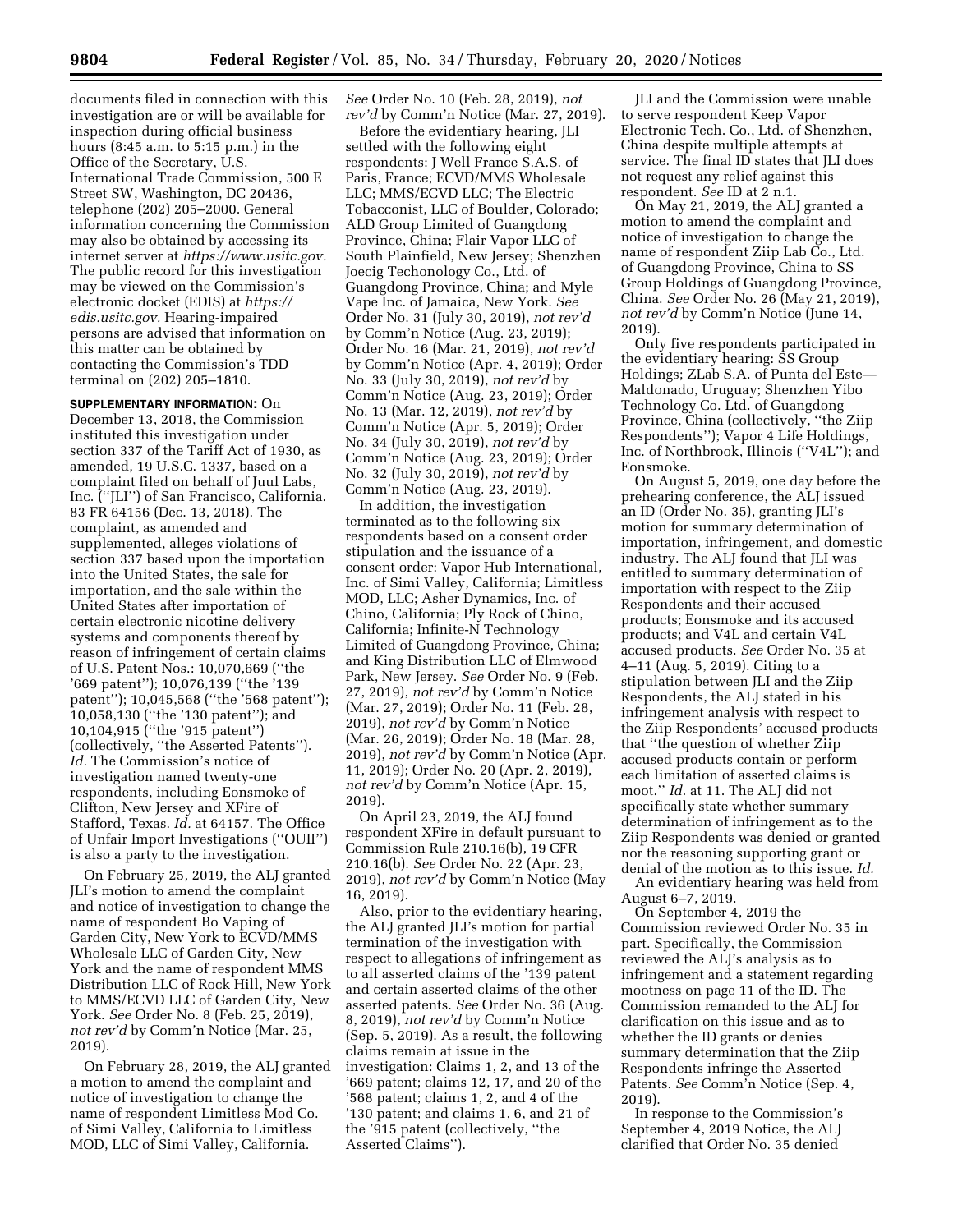documents filed in connection with this investigation are or will be available for inspection during official business hours (8:45 a.m. to 5:15 p.m.) in the Office of the Secretary, U.S. International Trade Commission, 500 E Street SW, Washington, DC 20436, telephone (202) 205–2000. General information concerning the Commission may also be obtained by accessing its internet server at *https://www.usitc.gov.* The public record for this investigation may be viewed on the Commission's electronic docket (EDIS) at *https://edis.usitc.gov.* Hearing-impaired persons are advised that information on this matter can be obtained by contacting the Commission's TDD terminal on (202) 205–1810.

**SUPPLEMENTARY INFORMATION:** On December 13, 2018, the Commission instituted this investigation under section 337 of the Tariff Act of 1930, as amended, 19 U.S.C. 1337, based on a complaint filed on behalf of Juul Labs, Inc. (''JLI'') of San Francisco, California. 83 FR 64156 (Dec. 13, 2018). The complaint, as amended and supplemented, alleges violations of section 337 based upon the importation into the United States, the sale for importation, and the sale within the United States after importation of certain electronic nicotine delivery systems and components thereof by reason of infringement of certain claims of U.S. Patent Nos.: 10,070,669 (''the '669 patent''); 10,076,139 (''the '139 patent''); 10,045,568 (''the '568 patent''); 10,058,130 (''the '130 patent''); and 10,104,915 (''the '915 patent'') (collectively, ''the Asserted Patents''). *Id.* The Commission's notice of investigation named twenty-one respondents, including Eonsmoke of Clifton, New Jersey and XFire of Stafford, Texas. *Id.* at 64157. The Office of Unfair Import Investigations (''OUII'') is also a party to the investigation.

On February 25, 2019, the ALJ granted JLI's motion to amend the complaint and notice of investigation to change the name of respondent Bo Vaping of Garden City, New York to ECVD/MMS Wholesale LLC of Garden City, New York and the name of respondent MMS Distribution LLC of Rock Hill, New York to MMS/ECVD LLC of Garden City, New York. *See* Order No. 8 (Feb. 25, 2019), *not rev'd* by Comm'n Notice (Mar. 25, 2019).

On February 28, 2019, the ALJ granted a motion to amend the complaint and notice of investigation to change the name of respondent Limitless Mod Co. of Simi Valley, California to Limitless MOD, LLC of Simi Valley, California. *See* Order No. 10 (Feb. 28, 2019), *not rev'd* by Comm'n Notice (Mar. 27, 2019).

Before the evidentiary hearing, JLI settled with the following eight respondents: J Well France S.A.S. of Paris, France; ECVD/MMS Wholesale LLC; MMS/ECVD LLC; The Electric Tobacconist, LLC of Boulder, Colorado; ALD Group Limited of Guangdong Province, China; Flair Vapor LLC of South Plainfield, New Jersey; Shenzhen Joecig Techonology Co., Ltd. of Guangdong Province, China; and Myle Vape Inc. of Jamaica, New York. *See* Order No. 31 (July 30, 2019), *not rev'd* by Comm'n Notice (Aug. 23, 2019); Order No. 16 (Mar. 21, 2019), *not rev'd* by Comm'n Notice (Apr. 4, 2019); Order No. 33 (July 30, 2019), *not rev'd* by Comm'n Notice (Aug. 23, 2019); Order No. 13 (Mar. 12, 2019), *not rev'd* by Comm'n Notice (Apr. 5, 2019); Order No. 34 (July 30, 2019), *not rev'd* by Comm'n Notice (Aug. 23, 2019); Order No. 32 (July 30, 2019), *not rev'd* by Comm'n Notice (Aug. 23, 2019).

In addition, the investigation terminated as to the following six respondents based on a consent order stipulation and the issuance of a consent order: Vapor Hub International, Inc. of Simi Valley, California; Limitless MOD, LLC; Asher Dynamics, Inc. of Chino, California; Ply Rock of Chino, California; Infinite-N Technology Limited of Guangdong Province, China; and King Distribution LLC of Elmwood Park, New Jersey. *See* Order No. 9 (Feb. 27, 2019), *not rev'd* by Comm'n Notice (Mar. 27, 2019); Order No. 11 (Feb. 28, 2019), *not rev'd* by Comm'n Notice (Mar. 26, 2019); Order No. 18 (Mar. 28, 2019), *not rev'd* by Comm'n Notice (Apr. 11, 2019); Order No. 20 (Apr. 2, 2019), *not rev'd* by Comm'n Notice (Apr. 15, 2019).

On April 23, 2019, the ALJ found respondent XFire in default pursuant to Commission Rule 210.16(b), 19 CFR 210.16(b). *See* Order No. 22 (Apr. 23, 2019), *not rev'd* by Comm'n Notice (May 16, 2019).

Also, prior to the evidentiary hearing, the ALJ granted JLI's motion for partial termination of the investigation with respect to allegations of infringement as to all asserted claims of the '139 patent and certain asserted claims of the other asserted patents. *See* Order No. 36 (Aug. 8, 2019), *not rev'd* by Comm'n Notice (Sep. 5, 2019). As a result, the following claims remain at issue in the investigation: Claims 1, 2, and 13 of the '669 patent; claims 12, 17, and 20 of the '568 patent; claims 1, 2, and 4 of the '130 patent; and claims 1, 6, and 21 of the '915 patent (collectively, ''the Asserted Claims'').

JLI and the Commission were unable to serve respondent Keep Vapor Electronic Tech. Co., Ltd. of Shenzhen, China despite multiple attempts at service. The final ID states that JLI does not request any relief against this respondent. *See* ID at 2 n.1.

On May 21, 2019, the ALJ granted a motion to amend the complaint and notice of investigation to change the name of respondent Ziip Lab Co., Ltd. of Guangdong Province, China to SS Group Holdings of Guangdong Province, China. *See* Order No. 26 (May 21, 2019), *not rev'd* by Comm'n Notice (June 14, 2019).

Only five respondents participated in the evidentiary hearing: SS Group Holdings; ZLab S.A. of Punta del Este—Maldonado, Uruguay; Shenzhen Yibo Technology Co. Ltd. of Guangdong Province, China (collectively, ''the Ziip Respondents''); Vapor 4 Life Holdings, Inc. of Northbrook, Illinois (''V4L''); and Eonsmoke.

On August 5, 2019, one day before the prehearing conference, the ALJ issued an ID (Order No. 35), granting JLI's motion for summary determination of importation, infringement, and domestic industry. The ALJ found that JLI was entitled to summary determination of importation with respect to the Ziip Respondents and their accused products; Eonsmoke and its accused products; and V4L and certain V4L accused products. *See* Order No. 35 at 4–11 (Aug. 5, 2019). Citing to a stipulation between JLI and the Ziip Respondents, the ALJ stated in his infringement analysis with respect to the Ziip Respondents' accused products that ''the question of whether Ziip accused products contain or perform each limitation of asserted claims is moot.'' *Id.* at 11. The ALJ did not specifically state whether summary determination of infringement as to the Ziip Respondents was denied or granted nor the reasoning supporting grant or denial of the motion as to this issue. *Id.*

An evidentiary hearing was held from August 6–7, 2019.

On September 4, 2019 the Commission reviewed Order No. 35 in part. Specifically, the Commission reviewed the ALJ's analysis as to infringement and a statement regarding mootness on page 11 of the ID. The Commission remanded to the ALJ for clarification on this issue and as to whether the ID grants or denies summary determination that the Ziip Respondents infringe the Asserted Patents. *See* Comm'n Notice (Sep. 4, 2019).

In response to the Commission's September 4, 2019 Notice, the ALJ clarified that Order No. 35 denied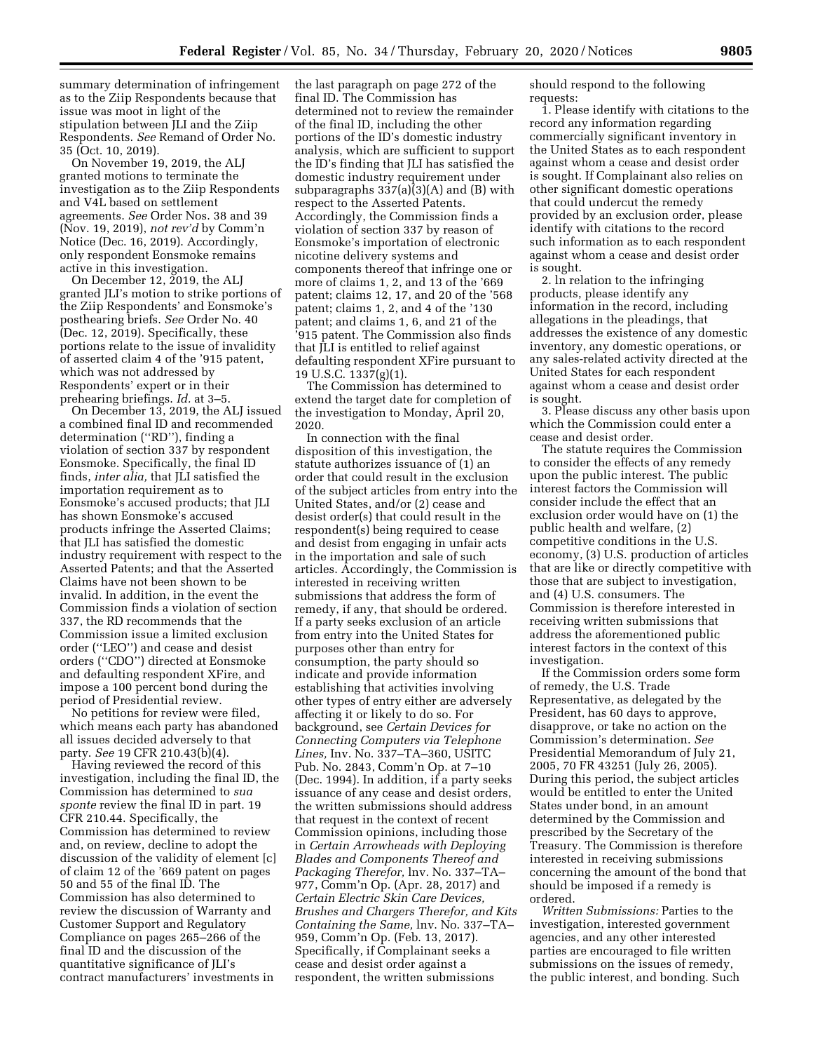summary determination of infringement as to the Ziip Respondents because that issue was moot in light of the stipulation between JLI and the Ziip Respondents. *See* Remand of Order No. 35 (Oct. 10, 2019).

On November 19, 2019, the ALJ granted motions to terminate the investigation as to the Ziip Respondents and V4L based on settlement agreements. *See* Order Nos. 38 and 39 (Nov. 19, 2019), *not rev'd* by Comm'n Notice (Dec. 16, 2019). Accordingly, only respondent Eonsmoke remains active in this investigation.

On December 12, 2019, the ALJ granted JLI's motion to strike portions of the Ziip Respondents' and Eonsmoke's posthearing briefs. *See* Order No. 40 (Dec. 12, 2019). Specifically, these portions relate to the issue of invalidity of asserted claim 4 of the '915 patent, which was not addressed by Respondents' expert or in their prehearing briefings. *Id.* at 3–5.

On December 13, 2019, the ALJ issued a combined final ID and recommended determination (''RD''), finding a violation of section 337 by respondent Eonsmoke. Specifically, the final ID finds, *inter alia,* that JLI satisfied the importation requirement as to Eonsmoke's accused products; that JLI has shown Eonsmoke's accused products infringe the Asserted Claims; that JLI has satisfied the domestic industry requirement with respect to the Asserted Patents; and that the Asserted Claims have not been shown to be invalid. In addition, in the event the Commission finds a violation of section 337, the RD recommends that the Commission issue a limited exclusion order (''LEO'') and cease and desist orders (''CDO'') directed at Eonsmoke and defaulting respondent XFire, and impose a 100 percent bond during the period of Presidential review.

No petitions for review were filed, which means each party has abandoned all issues decided adversely to that party. *See* 19 CFR 210.43(b)(4).

Having reviewed the record of this investigation, including the final ID, the Commission has determined to *sua sponte* review the final ID in part. 19 CFR 210.44. Specifically, the Commission has determined to review and, on review, decline to adopt the discussion of the validity of element [c] of claim 12 of the '669 patent on pages 50 and 55 of the final ID. The Commission has also determined to review the discussion of Warranty and Customer Support and Regulatory Compliance on pages 265–266 of the final ID and the discussion of the quantitative significance of JLI's contract manufacturers' investments in the last paragraph on page 272 of the final ID. The Commission has determined not to review the remainder of the final ID, including the other portions of the ID's domestic industry analysis, which are sufficient to support the ID's finding that JLI has satisfied the domestic industry requirement under subparagraphs 337(a)(3)(A) and (B) with respect to the Asserted Patents. Accordingly, the Commission finds a violation of section 337 by reason of Eonsmoke's importation of electronic nicotine delivery systems and components thereof that infringe one or more of claims 1, 2, and 13 of the '669 patent; claims 12, 17, and 20 of the '568 patent; claims 1, 2, and 4 of the '130 patent; and claims 1, 6, and 21 of the '915 patent. The Commission also finds that JLI is entitled to relief against defaulting respondent XFire pursuant to 19 U.S.C. 1337(g)(1).

The Commission has determined to extend the target date for completion of the investigation to Monday, April 20, 2020.

In connection with the final disposition of this investigation, the statute authorizes issuance of (1) an order that could result in the exclusion of the subject articles from entry into the United States, and/or (2) cease and desist order(s) that could result in the respondent(s) being required to cease and desist from engaging in unfair acts in the importation and sale of such articles. Accordingly, the Commission is interested in receiving written submissions that address the form of remedy, if any, that should be ordered. If a party seeks exclusion of an article from entry into the United States for purposes other than entry for consumption, the party should so indicate and provide information establishing that activities involving other types of entry either are adversely affecting it or likely to do so. For background, see *Certain Devices for Connecting Computers via Telephone Lines,* Inv. No. 337–TA–360, USITC Pub. No. 2843, Comm'n Op. at 7–10 (Dec. 1994). In addition, if a party seeks issuance of any cease and desist orders, the written submissions should address that request in the context of recent Commission opinions, including those in *Certain Arrowheads with Deploying Blades and Components Thereof and Packaging Therefor,* Inv. No. 337–TA–977, Comm'n Op. (Apr. 28, 2017) and *Certain Electric Skin Care Devices, Brushes and Chargers Therefor, and Kits Containing the Same,* lnv. No. 337–TA–959, Comm'n Op. (Feb. 13, 2017). Specifically, if Complainant seeks a cease and desist order against a respondent, the written submissions should respond to the following requests:

1. Please identify with citations to the record any information regarding commercially significant inventory in the United States as to each respondent against whom a cease and desist order is sought. If Complainant also relies on other significant domestic operations that could undercut the remedy provided by an exclusion order, please identify with citations to the record such information as to each respondent against whom a cease and desist order is sought.

2. ln relation to the infringing products, please identify any information in the record, including allegations in the pleadings, that addresses the existence of any domestic inventory, any domestic operations, or any sales-related activity directed at the United States for each respondent against whom a cease and desist order is sought.

3. Please discuss any other basis upon which the Commission could enter a cease and desist order.

The statute requires the Commission to consider the effects of any remedy upon the public interest. The public interest factors the Commission will consider include the effect that an exclusion order would have on (1) the public health and welfare, (2) competitive conditions in the U.S. economy, (3) U.S. production of articles that are like or directly competitive with those that are subject to investigation, and (4) U.S. consumers. The Commission is therefore interested in receiving written submissions that address the aforementioned public interest factors in the context of this investigation.

If the Commission orders some form of remedy, the U.S. Trade Representative, as delegated by the President, has 60 days to approve, disapprove, or take no action on the Commission's determination. *See* Presidential Memorandum of July 21, 2005, 70 FR 43251 (July 26, 2005). During this period, the subject articles would be entitled to enter the United States under bond, in an amount determined by the Commission and prescribed by the Secretary of the Treasury. The Commission is therefore interested in receiving submissions concerning the amount of the bond that should be imposed if a remedy is ordered.

*Written Submissions:* Parties to the investigation, interested government agencies, and any other interested parties are encouraged to file written submissions on the issues of remedy, the public interest, and bonding. Such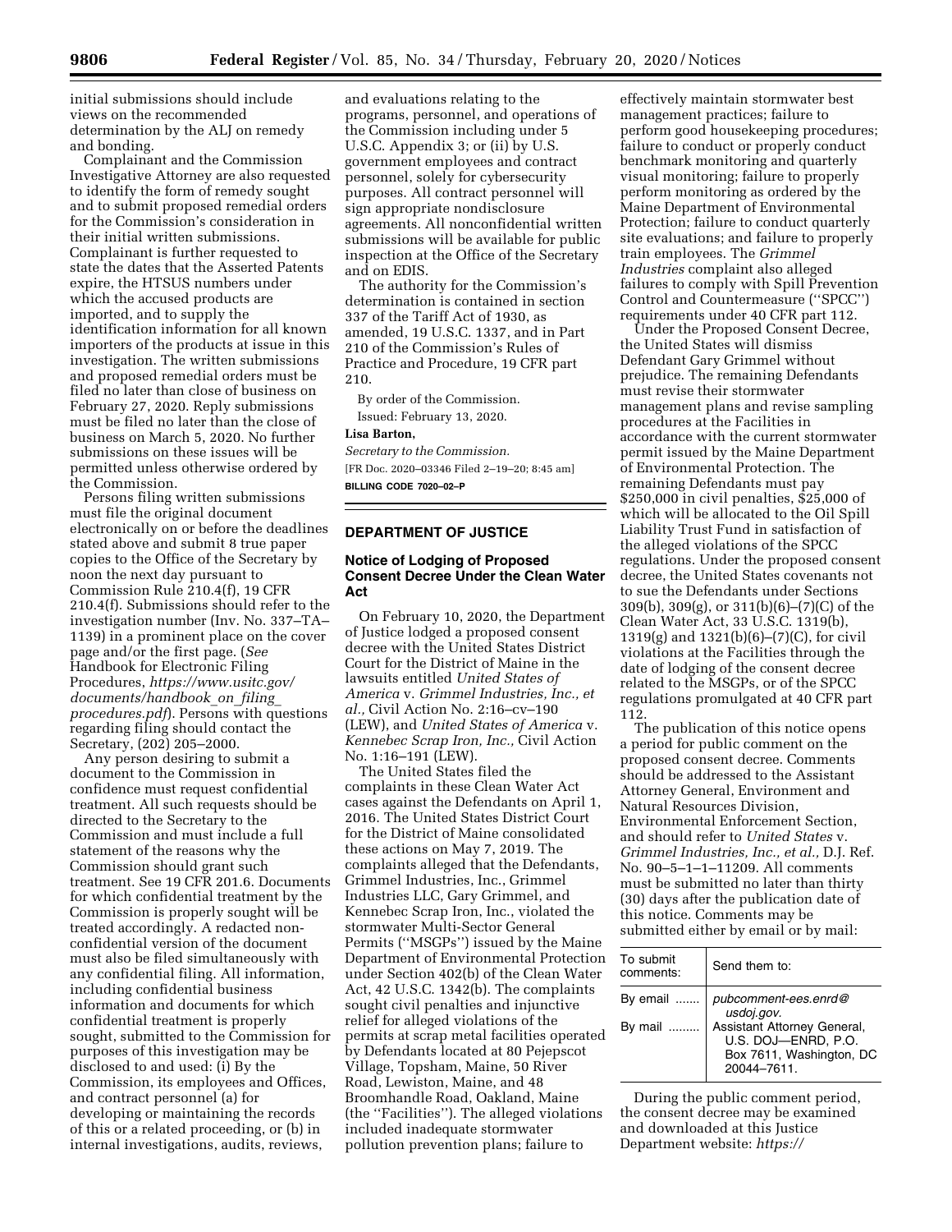initial submissions should include views on the recommended determination by the ALJ on remedy and bonding.

Complainant and the Commission Investigative Attorney are also requested to identify the form of remedy sought and to submit proposed remedial orders for the Commission's consideration in their initial written submissions. Complainant is further requested to state the dates that the Asserted Patents expire, the HTSUS numbers under which the accused products are imported, and to supply the identification information for all known importers of the products at issue in this investigation. The written submissions and proposed remedial orders must be filed no later than close of business on February 27, 2020. Reply submissions must be filed no later than the close of business on March 5, 2020. No further submissions on these issues will be permitted unless otherwise ordered by the Commission.

Persons filing written submissions must file the original document electronically on or before the deadlines stated above and submit 8 true paper copies to the Office of the Secretary by noon the next day pursuant to Commission Rule 210.4(f), 19 CFR 210.4(f). Submissions should refer to the investigation number (Inv. No. 337–TA–1139) in a prominent place on the cover page and/or the first page. (*See* Handbook for Electronic Filing Procedures, *https://www.usitc.gov/documents/handbook_on_filing_procedures.pdf*). Persons with questions regarding filing should contact the Secretary, (202) 205–2000.

Any person desiring to submit a document to the Commission in confidence must request confidential treatment. All such requests should be directed to the Secretary to the Commission and must include a full statement of the reasons why the Commission should grant such treatment. See 19 CFR 201.6. Documents for which confidential treatment by the Commission is properly sought will be treated accordingly. A redacted non-confidential version of the document must also be filed simultaneously with any confidential filing. All information, including confidential business information and documents for which confidential treatment is properly sought, submitted to the Commission for purposes of this investigation may be disclosed to and used: (i) By the Commission, its employees and Offices, and contract personnel (a) for developing or maintaining the records of this or a related proceeding, or (b) in internal investigations, audits, reviews, and evaluations relating to the programs, personnel, and operations of the Commission including under 5 U.S.C. Appendix 3; or (ii) by U.S. government employees and contract personnel, solely for cybersecurity purposes. All contract personnel will sign appropriate nondisclosure agreements. All nonconfidential written submissions will be available for public inspection at the Office of the Secretary and on EDIS.

The authority for the Commission's determination is contained in section 337 of the Tariff Act of 1930, as amended, 19 U.S.C. 1337, and in Part 210 of the Commission's Rules of Practice and Procedure, 19 CFR part 210.

By order of the Commission.

Issued: February 13, 2020.

**Lisa Barton,**

*Secretary to the Commission.*

[FR Doc. 2020–03346 Filed 2–19–20; 8:45 am]

**BILLING CODE 7020–02–P**

## DEPARTMENT OF JUSTICE

### Notice of Lodging of Proposed Consent Decree Under the Clean Water Act

On February 10, 2020, the Department of Justice lodged a proposed consent decree with the United States District Court for the District of Maine in the lawsuits entitled *United States of America* v. *Grimmel Industries, Inc., et al.,* Civil Action No. 2:16–cv–190 (LEW), and *United States of America* v. *Kennebec Scrap Iron, Inc.,* Civil Action No. 1:16–191 (LEW).

The United States filed the complaints in these Clean Water Act cases against the Defendants on April 1, 2016. The United States District Court for the District of Maine consolidated these actions on May 7, 2019. The complaints alleged that the Defendants, Grimmel Industries, Inc., Grimmel Industries LLC, Gary Grimmel, and Kennebec Scrap Iron, Inc., violated the stormwater Multi-Sector General Permits (''MSGPs'') issued by the Maine Department of Environmental Protection under Section 402(b) of the Clean Water Act, 42 U.S.C. 1342(b). The complaints sought civil penalties and injunctive relief for alleged violations of the permits at scrap metal facilities operated by Defendants located at 80 Pejepscot Village, Topsham, Maine, 50 River Road, Lewiston, Maine, and 48 Broomhandle Road, Oakland, Maine (the ''Facilities''). The alleged violations included inadequate stormwater pollution prevention plans; failure to effectively maintain stormwater best management practices; failure to perform good housekeeping procedures; failure to conduct or properly conduct benchmark monitoring and quarterly visual monitoring; failure to properly perform monitoring as ordered by the Maine Department of Environmental Protection; failure to conduct quarterly site evaluations; and failure to properly train employees. The *Grimmel Industries* complaint also alleged failures to comply with Spill Prevention Control and Countermeasure (''SPCC'') requirements under 40 CFR part 112.

Under the Proposed Consent Decree, the United States will dismiss Defendant Gary Grimmel without prejudice. The remaining Defendants must revise their stormwater management plans and revise sampling procedures at the Facilities in accordance with the current stormwater permit issued by the Maine Department of Environmental Protection. The remaining Defendants must pay $250,000 in civil penalties, $25,000 of which will be allocated to the Oil Spill Liability Trust Fund in satisfaction of the alleged violations of the SPCC regulations. Under the proposed consent decree, the United States covenants not to sue the Defendants under Sections 309(b), 309(g), or 311(b)(6)–(7)(C) of the Clean Water Act, 33 U.S.C. 1319(b), 1319(g) and 1321(b)(6)–(7)(C), for civil violations at the Facilities through the date of lodging of the consent decree related to the MSGPs, or of the SPCC regulations promulgated at 40 CFR part 112.

The publication of this notice opens a period for public comment on the proposed consent decree. Comments should be addressed to the Assistant Attorney General, Environment and Natural Resources Division, Environmental Enforcement Section, and should refer to *United States* v. *Grimmel Industries, Inc., et al.,* D.J. Ref. No. 90–5–1–1–11209. All comments must be submitted no later than thirty (30) days after the publication date of this notice. Comments may be submitted either by email or by mail:

| To submit comments: | Send them to: |
| --- | --- |
| By email ....... | *pubcomment-ees.enrd@usdoj.gov.* |
| By mail ......... | Assistant Attorney General, U.S. DOJ—ENRD, P.O. Box 7611, Washington, DC 20044–7611. |

During the public comment period, the consent decree may be examined and downloaded at this Justice Department website: *https://*